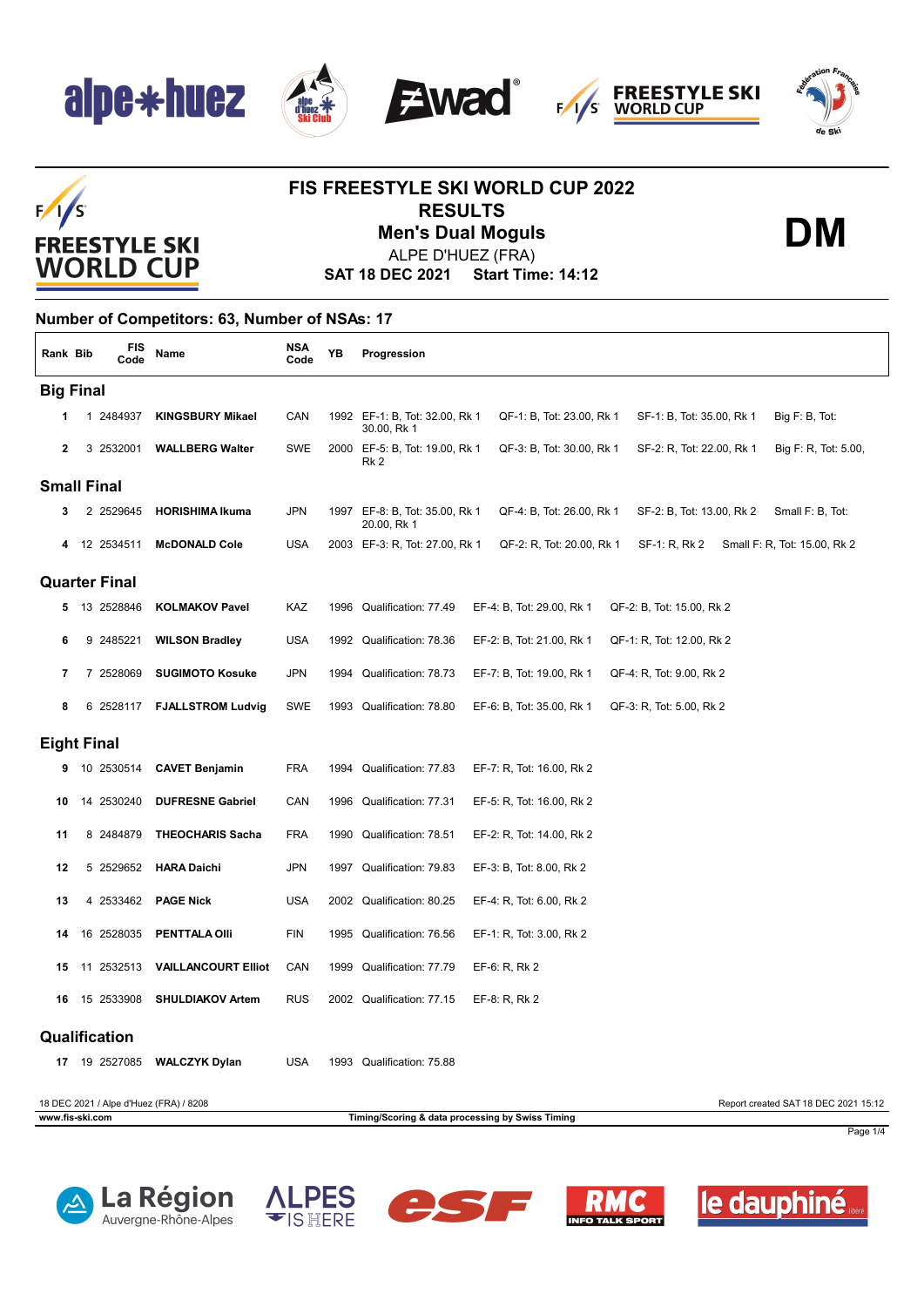# FIS FREESTYLE SKI WORLD CUP 2022

## RESULTS

## Men's Dual Moguls

**DM**

ALPE D'HUEZ (FRA)

**SAT 18 DEC 2021 Start Time: 14:12**

### Number of Competitors: 63, Number of NSAs: 17

| Rank | Bib | FIS Code | Name | NSA Code | YB | Progression | | | |
|---|---|---|---|---|---|---|---|---|---|
| **Big Final** | | | | | | | | | |
| 1 | 1 | 2484937 | **KINGSBURY Mikael** | CAN | 1992 | EF-1: B, Tot: 32.00, Rk 1 | QF-1: B, Tot: 23.00, Rk 1 | SF-1: B, Tot: 35.00, Rk 1 | Big F: B, Tot: 30.00, Rk 1 |
| 2 | 3 | 2532001 | **WALLBERG Walter** | SWE | 2000 | EF-5: B, Tot: 19.00, Rk 1 | QF-3: B, Tot: 30.00, Rk 1 | SF-2: R, Tot: 22.00, Rk 1 | Big F: R, Tot: 5.00, Rk 2 |
| **Small Final** | | | | | | | | | |
| 3 | 2 | 2529645 | **HORISHIMA Ikuma** | JPN | 1997 | EF-8: B, Tot: 35.00, Rk 1 | QF-4: B, Tot: 26.00, Rk 1 | SF-2: B, Tot: 13.00, Rk 2 | Small F: B, Tot: 20.00, Rk 1 |
| 4 | 12 | 2534511 | **McDONALD Cole** | USA | 2003 | EF-3: R, Tot: 27.00, Rk 1 | QF-2: R, Tot: 20.00, Rk 1 | SF-1: R, Rk 2 | Small F: R, Tot: 15.00, Rk 2 |
| **Quarter Final** | | | | | | | | | |
| 5 | 13 | 2528846 | **KOLMAKOV Pavel** | KAZ | 1996 | Qualification: 77.49 | EF-4: B, Tot: 29.00, Rk 1 | QF-2: B, Tot: 15.00, Rk 2 | |
| 6 | 9 | 2485221 | **WILSON Bradley** | USA | 1992 | Qualification: 78.36 | EF-2: B, Tot: 21.00, Rk 1 | QF-1: R, Tot: 12.00, Rk 2 | |
| 7 | 7 | 2528069 | **SUGIMOTO Kosuke** | JPN | 1994 | Qualification: 78.73 | EF-7: B, Tot: 19.00, Rk 1 | QF-4: R, Tot: 9.00, Rk 2 | |
| 8 | 6 | 2528117 | **FJALLSTROM Ludvig** | SWE | 1993 | Qualification: 78.80 | EF-6: B, Tot: 35.00, Rk 1 | QF-3: R, Tot: 5.00, Rk 2 | |
| **Eight Final** | | | | | | | | | |
| 9 | 10 | 2530514 | **CAVET Benjamin** | FRA | 1994 | Qualification: 77.83 | EF-7: R, Tot: 16.00, Rk 2 | | |
| 10 | 14 | 2530240 | **DUFRESNE Gabriel** | CAN | 1996 | Qualification: 77.31 | EF-5: R, Tot: 16.00, Rk 2 | | |
| 11 | 8 | 2484879 | **THEOCHARIS Sacha** | FRA | 1990 | Qualification: 78.51 | EF-2: R, Tot: 14.00, Rk 2 | | |
| 12 | 5 | 2529652 | **HARA Daichi** | JPN | 1997 | Qualification: 79.83 | EF-3: B, Tot: 8.00, Rk 2 | | |
| 13 | 4 | 2533462 | **PAGE Nick** | USA | 2002 | Qualification: 80.25 | EF-4: R, Tot: 6.00, Rk 2 | | |
| 14 | 16 | 2528035 | **PENTTALA Olli** | FIN | 1995 | Qualification: 76.56 | EF-1: R, Tot: 3.00, Rk 2 | | |
| 15 | 11 | 2532513 | **VAILLANCOURT Elliot** | CAN | 1999 | Qualification: 77.79 | EF-6: R, Rk 2 | | |
| 16 | 15 | 2533908 | **SHULDIAKOV Artem** | RUS | 2002 | Qualification: 77.15 | EF-8: R, Rk 2 | | |
| **Qualification** | | | | | | | | | |
| 17 | 19 | 2527085 | **WALCZYK Dylan** | USA | 1993 | Qualification: 75.88 | | | |

18 DEC 2021 / Alpe d'Huez (FRA) / 8208 — Report created SAT 18 DEC 2021 15:12

www.fis-ski.com — Timing/Scoring & data processing by Swiss Timing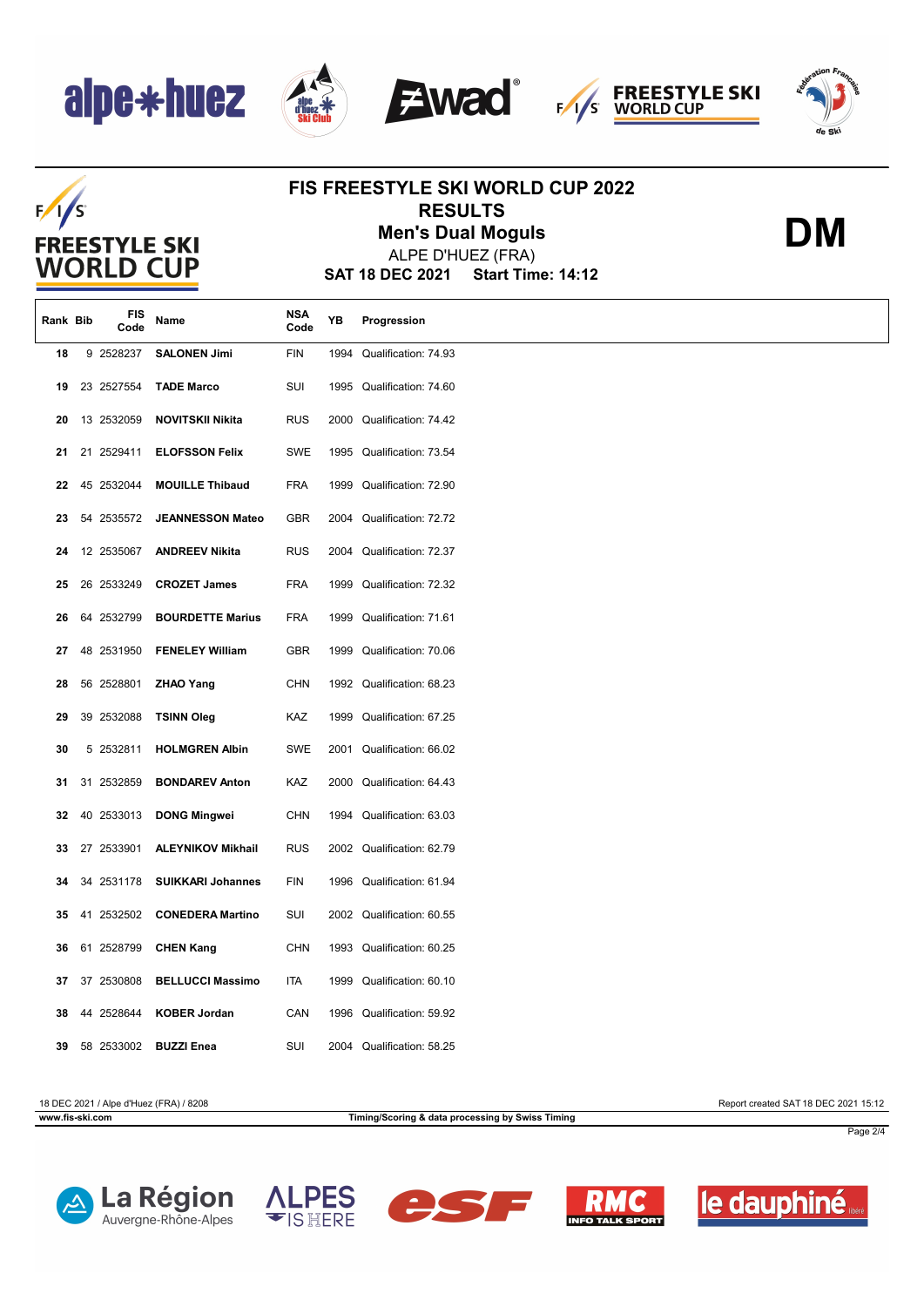# FIS FREESTYLE SKI WORLD CUP 2022

## RESULTS

### Men's Dual Moguls

ALPE D'HUEZ (FRA)

**SAT 18 DEC 2021 Start Time: 14:12**

**DM**

| Rank | Bib | FIS Code | Name | NSA Code | YB | Progression |
|---|---|---|---|---|---|---|
| 18 | 9 | 2528237 | **SALONEN Jimi** | FIN | 1994 | Qualification: 74.93 |
| 19 | 23 | 2527554 | **TADE Marco** | SUI | 1995 | Qualification: 74.60 |
| 20 | 13 | 2532059 | **NOVITSKII Nikita** | RUS | 2000 | Qualification: 74.42 |
| 21 | 21 | 2529411 | **ELOFSSON Felix** | SWE | 1995 | Qualification: 73.54 |
| 22 | 45 | 2532044 | **MOUILLE Thibaud** | FRA | 1999 | Qualification: 72.90 |
| 23 | 54 | 2535572 | **JEANNESSON Mateo** | GBR | 2004 | Qualification: 72.72 |
| 24 | 12 | 2535067 | **ANDREEV Nikita** | RUS | 2004 | Qualification: 72.37 |
| 25 | 26 | 2533249 | **CROZET James** | FRA | 1999 | Qualification: 72.32 |
| 26 | 64 | 2532799 | **BOURDETTE Marius** | FRA | 1999 | Qualification: 71.61 |
| 27 | 48 | 2531950 | **FENELEY William** | GBR | 1999 | Qualification: 70.06 |
| 28 | 56 | 2528801 | **ZHAO Yang** | CHN | 1992 | Qualification: 68.23 |
| 29 | 39 | 2532088 | **TSINN Oleg** | KAZ | 1999 | Qualification: 67.25 |
| 30 | 5 | 2532811 | **HOLMGREN Albin** | SWE | 2001 | Qualification: 66.02 |
| 31 | 31 | 2532859 | **BONDAREV Anton** | KAZ | 2000 | Qualification: 64.43 |
| 32 | 40 | 2533013 | **DONG Mingwei** | CHN | 1994 | Qualification: 63.03 |
| 33 | 27 | 2533901 | **ALEYNIKOV Mikhail** | RUS | 2002 | Qualification: 62.79 |
| 34 | 34 | 2531178 | **SUIKKARI Johannes** | FIN | 1996 | Qualification: 61.94 |
| 35 | 41 | 2532502 | **CONEDERA Martino** | SUI | 2002 | Qualification: 60.55 |
| 36 | 61 | 2528799 | **CHEN Kang** | CHN | 1993 | Qualification: 60.25 |
| 37 | 37 | 2530808 | **BELLUCCI Massimo** | ITA | 1999 | Qualification: 60.10 |
| 38 | 44 | 2528644 | **KOBER Jordan** | CAN | 1996 | Qualification: 59.92 |
| 39 | 58 | 2533002 | **BUZZI Enea** | SUI | 2004 | Qualification: 58.25 |

18 DEC 2021 / Alpe d'Huez (FRA) / 8208 — Report created SAT 18 DEC 2021 15:12

www.fis-ski.com — Timing/Scoring & data processing by Swiss Timing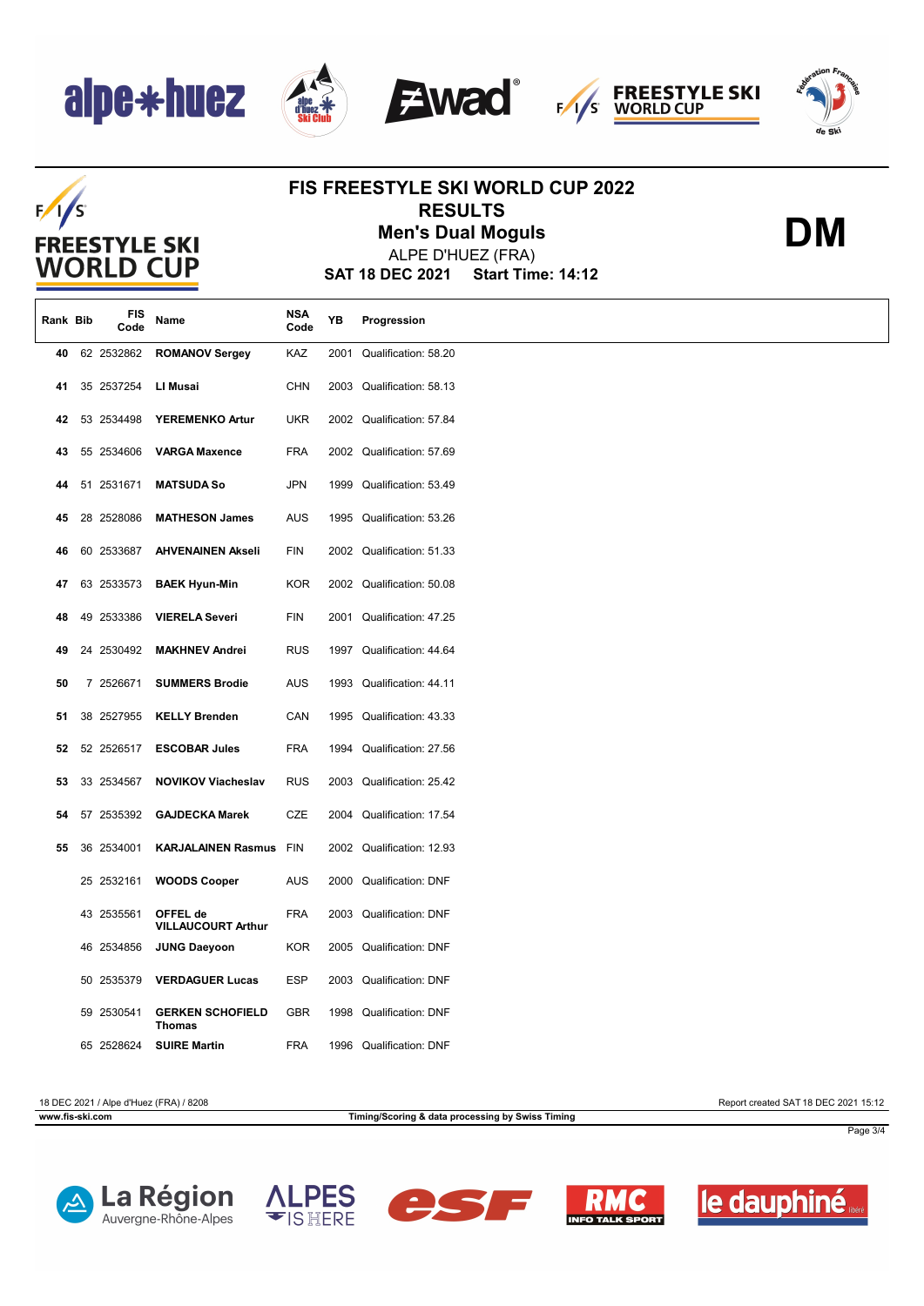# FIS FREESTYLE SKI WORLD CUP 2022

## RESULTS

## Men's Dual Moguls

ALPE D'HUEZ (FRA)

**SAT 18 DEC 2021 Start Time: 14:12**

**DM**

| Rank | Bib | FIS Code | Name | NSA Code | YB | Progression |
|---|---|---|---|---|---|---|
| 40 | 62 | 2532862 | **ROMANOV Sergey** | KAZ | 2001 | Qualification: 58.20 |
| 41 | 35 | 2537254 | **LI Musai** | CHN | 2003 | Qualification: 58.13 |
| 42 | 53 | 2534498 | **YEREMENKO Artur** | UKR | 2002 | Qualification: 57.84 |
| 43 | 55 | 2534606 | **VARGA Maxence** | FRA | 2002 | Qualification: 57.69 |
| 44 | 51 | 2531671 | **MATSUDA So** | JPN | 1999 | Qualification: 53.49 |
| 45 | 28 | 2528086 | **MATHESON James** | AUS | 1995 | Qualification: 53.26 |
| 46 | 60 | 2533687 | **AHVENAINEN Akseli** | FIN | 2002 | Qualification: 51.33 |
| 47 | 63 | 2533573 | **BAEK Hyun-Min** | KOR | 2002 | Qualification: 50.08 |
| 48 | 49 | 2533386 | **VIERELA Severi** | FIN | 2001 | Qualification: 47.25 |
| 49 | 24 | 2530492 | **MAKHNEV Andrei** | RUS | 1997 | Qualification: 44.64 |
| 50 | 7 | 2526671 | **SUMMERS Brodie** | AUS | 1993 | Qualification: 44.11 |
| 51 | 38 | 2527955 | **KELLY Brenden** | CAN | 1995 | Qualification: 43.33 |
| 52 | 52 | 2526517 | **ESCOBAR Jules** | FRA | 1994 | Qualification: 27.56 |
| 53 | 33 | 2534567 | **NOVIKOV Viacheslav** | RUS | 2003 | Qualification: 25.42 |
| 54 | 57 | 2535392 | **GAJDECKA Marek** | CZE | 2004 | Qualification: 17.54 |
| 55 | 36 | 2534001 | **KARJALAINEN Rasmus** | FIN | 2002 | Qualification: 12.93 |
| | 25 | 2532161 | **WOODS Cooper** | AUS | 2000 | Qualification: DNF |
| | 43 | 2535561 | **OFFEL de VILLAUCOURT Arthur** | FRA | 2003 | Qualification: DNF |
| | 46 | 2534856 | **JUNG Daeyoon** | KOR | 2005 | Qualification: DNF |
| | 50 | 2535379 | **VERDAGUER Lucas** | ESP | 2003 | Qualification: DNF |
| | 59 | 2530541 | **GERKEN SCHOFIELD Thomas** | GBR | 1998 | Qualification: DNF |
| | 65 | 2528624 | **SUIRE Martin** | FRA | 1996 | Qualification: DNF |

18 DEC 2021 / Alpe d'Huez (FRA) / 8208 — Report created SAT 18 DEC 2021 15:12

www.fis-ski.com — Timing/Scoring & data processing by Swiss Timing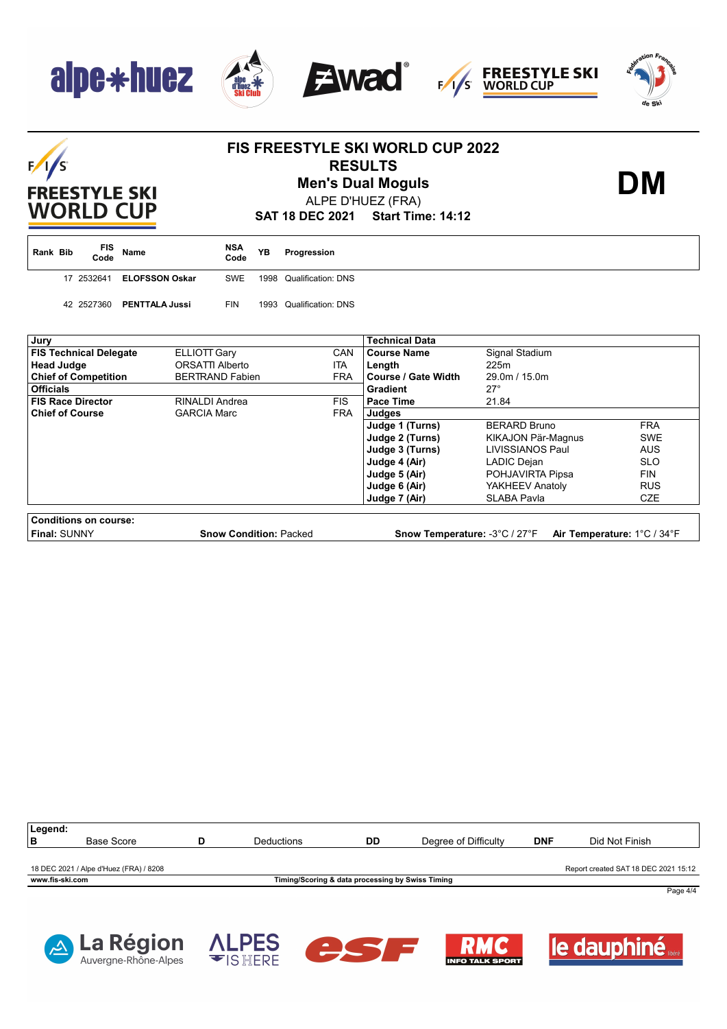# FIS FREESTYLE SKI WORLD CUP 2022

## RESULTS

### Men's Dual Moguls

ALPE D'HUEZ (FRA)

**SAT 18 DEC 2021 Start Time: 14:12**

**DM**

| Rank | Bib | FIS Code | Name | NSA Code | YB | Progression |
|---|---|---|---|---|---|---|
| | 17 | 2532641 | **ELOFSSON Oskar** | SWE | 1998 | Qualification: DNS |
| | 42 | 2527360 | **PENTTALA Jussi** | FIN | 1993 | Qualification: DNS |

| Jury | | |
|---|---|---|
| **FIS Technical Delegate** | ELLIOTT Gary | CAN |
| **Head Judge** | ORSATTI Alberto | ITA |
| **Chief of Competition** | BERTRAND Fabien | FRA |
| **Officials** | | |
| **FIS Race Director** | RINALDI Andrea | FIS |
| **Chief of Course** | GARCIA Marc | FRA |

| Technical Data | | |
|---|---|---|
| **Course Name** | Signal Stadium | |
| **Length** | 225m | |
| **Course / Gate Width** | 29.0m / 15.0m | |
| **Gradient** | 27° | |
| **Pace Time** | 21.84 | |
| **Judges** | | |
| **Judge 1 (Turns)** | BERARD Bruno | FRA |
| **Judge 2 (Turns)** | KIKAJON Pär-Magnus | SWE |
| **Judge 3 (Turns)** | LIVISSIANOS Paul | AUS |
| **Judge 4 (Air)** | LADIC Dejan | SLO |
| **Judge 5 (Air)** | POHJAVIRTA Pipsa | FIN |
| **Judge 6 (Air)** | YAKHEEV Anatoly | RUS |
| **Judge 7 (Air)** | SLABA Pavla | CZE |

**Conditions on course:**

**Final:** SUNNY | **Snow Condition:** Packed | **Snow Temperature:** -3°C / 27°F | **Air Temperature:** 1°C / 34°F

**Legend:**

| | | | | | | | |
|---|---|---|---|---|---|---|---|
| **B** | Base Score | **D** | Deductions | **DD** | Degree of Difficulty | **DNF** | Did Not Finish |

18 DEC 2021 / Alpe d'Huez (FRA) / 8208 — Report created SAT 18 DEC 2021 15:12

www.fis-ski.com — Timing/Scoring & data processing by Swiss Timing